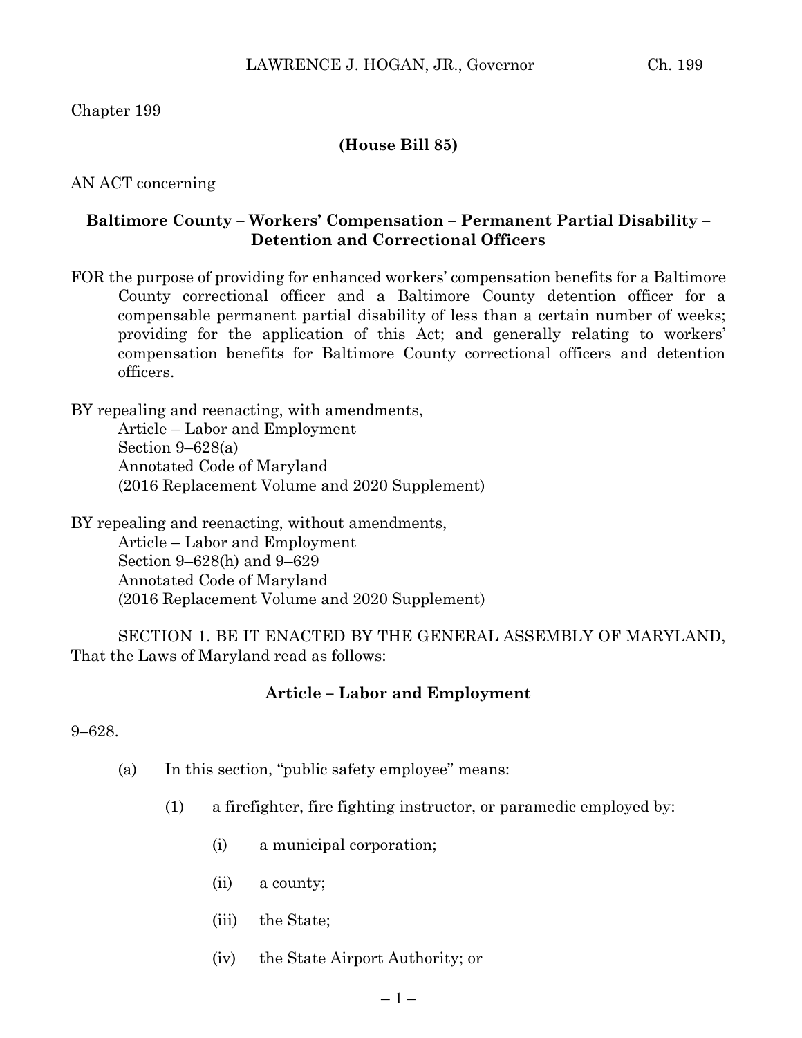Chapter 199

**(House Bill 85)**

AN ACT concerning

**Baltimore County – Workers' Compensation – Permanent Partial Disability – Detention and Correctional Officers**

FOR the purpose of providing for enhanced workers' compensation benefits for a Baltimore County correctional officer and a Baltimore County detention officer for a compensable permanent partial disability of less than a certain number of weeks; providing for the application of this Act; and generally relating to workers' compensation benefits for Baltimore County correctional officers and detention officers.

BY repealing and reenacting, with amendments,
Article – Labor and Employment
Section 9–628(a)
Annotated Code of Maryland
(2016 Replacement Volume and 2020 Supplement)

BY repealing and reenacting, without amendments,
Article – Labor and Employment
Section 9–628(h) and 9–629
Annotated Code of Maryland
(2016 Replacement Volume and 2020 Supplement)

SECTION 1. BE IT ENACTED BY THE GENERAL ASSEMBLY OF MARYLAND, That the Laws of Maryland read as follows:

**Article – Labor and Employment**

9–628.

(a) In this section, "public safety employee" means:

(1) a firefighter, fire fighting instructor, or paramedic employed by:

(i) a municipal corporation;

(ii) a county;

(iii) the State;

(iv) the State Airport Authority; or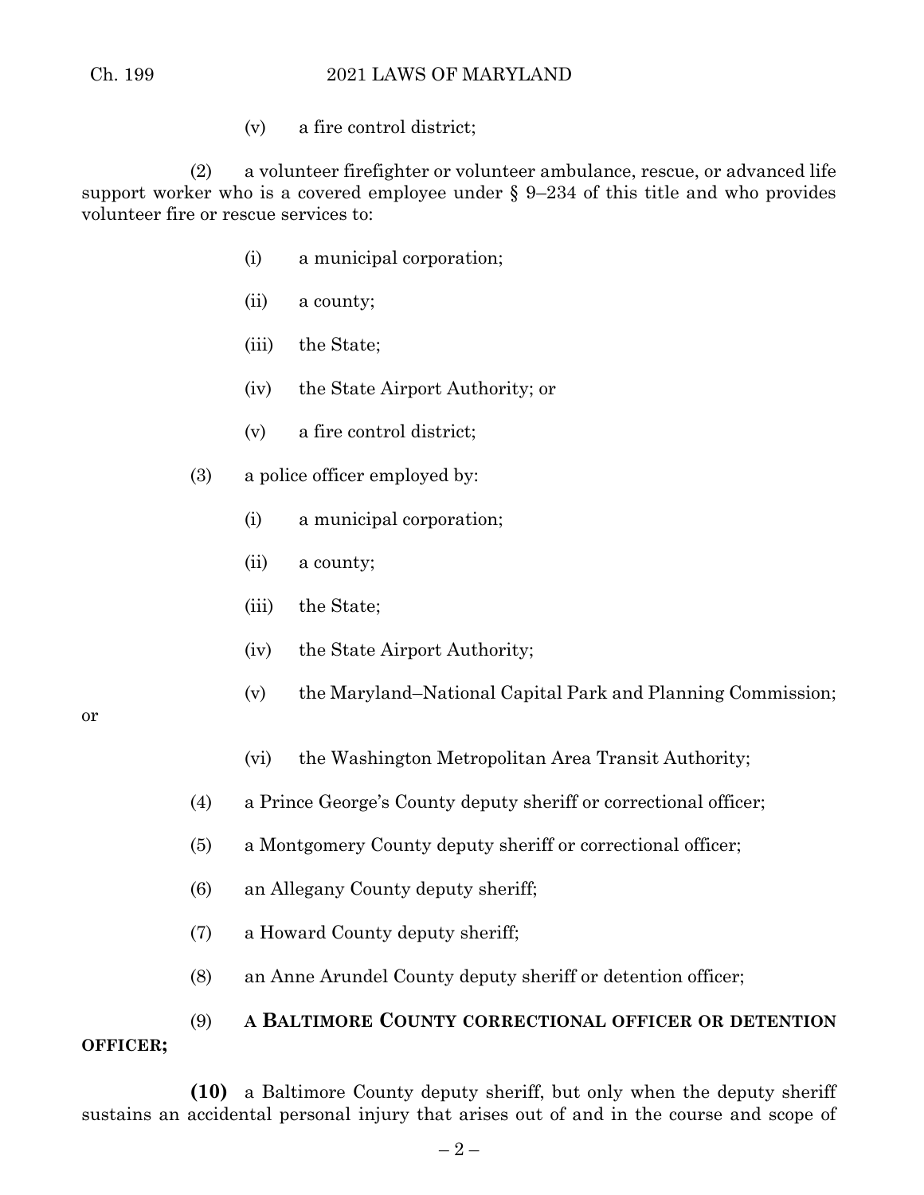(v) a fire control district;

(2) a volunteer firefighter or volunteer ambulance, rescue, or advanced life support worker who is a covered employee under § 9–234 of this title and who provides volunteer fire or rescue services to:

(i) a municipal corporation;

(ii) a county;

(iii) the State;

(iv) the State Airport Authority; or

(v) a fire control district;

(3) a police officer employed by:

(i) a municipal corporation;

(ii) a county;

(iii) the State;

(iv) the State Airport Authority;

(v) the Maryland–National Capital Park and Planning Commission; or

(vi) the Washington Metropolitan Area Transit Authority;

(4) a Prince George's County deputy sheriff or correctional officer;

(5) a Montgomery County deputy sheriff or correctional officer;

(6) an Allegany County deputy sheriff;

(7) a Howard County deputy sheriff;

(8) an Anne Arundel County deputy sheriff or detention officer;

(9) **A BALTIMORE COUNTY CORRECTIONAL OFFICER OR DETENTION OFFICER;**

**(10)** a Baltimore County deputy sheriff, but only when the deputy sheriff sustains an accidental personal injury that arises out of and in the course and scope of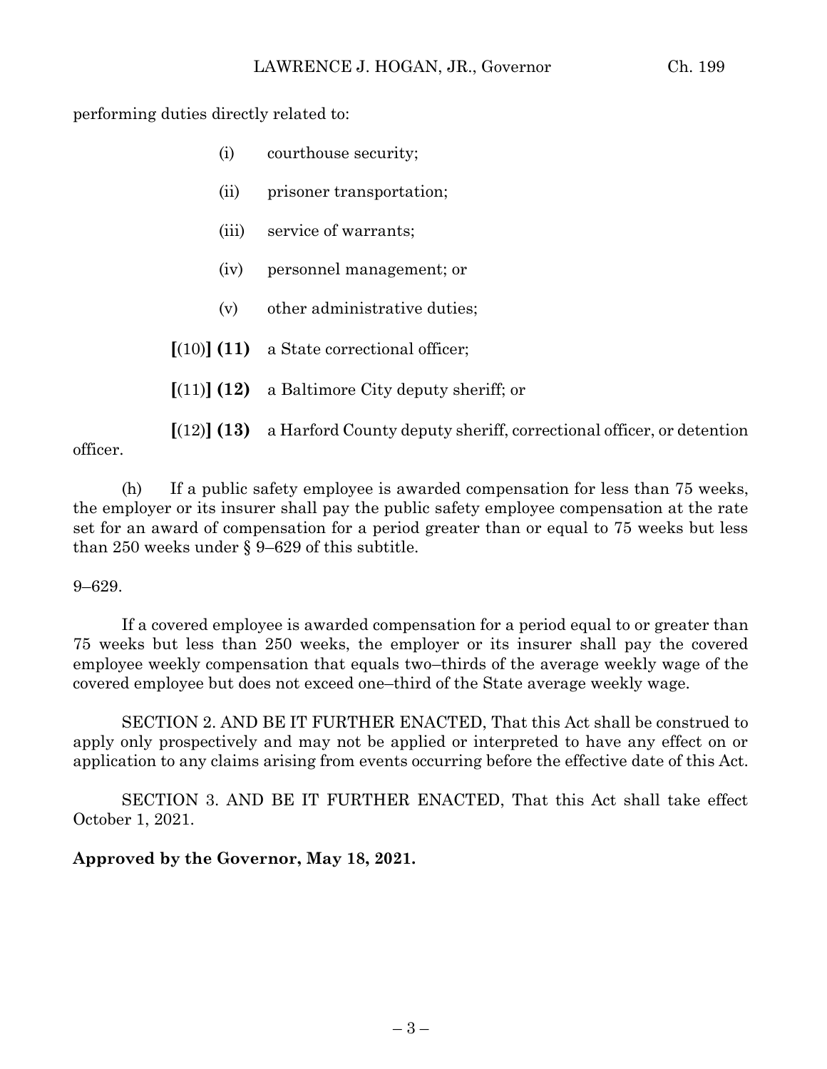performing duties directly related to:

(i) courthouse security;

(ii) prisoner transportation;

(iii) service of warrants;

(iv) personnel management; or

(v) other administrative duties;

**[**(10)**] (11)** a State correctional officer;

**[**(11)**] (12)** a Baltimore City deputy sheriff; or

**[**(12)**] (13)** a Harford County deputy sheriff, correctional officer, or detention officer.

(h) If a public safety employee is awarded compensation for less than 75 weeks, the employer or its insurer shall pay the public safety employee compensation at the rate set for an award of compensation for a period greater than or equal to 75 weeks but less than 250 weeks under § 9–629 of this subtitle.

9–629.

If a covered employee is awarded compensation for a period equal to or greater than 75 weeks but less than 250 weeks, the employer or its insurer shall pay the covered employee weekly compensation that equals two–thirds of the average weekly wage of the covered employee but does not exceed one–third of the State average weekly wage.

SECTION 2. AND BE IT FURTHER ENACTED, That this Act shall be construed to apply only prospectively and may not be applied or interpreted to have any effect on or application to any claims arising from events occurring before the effective date of this Act.

SECTION 3. AND BE IT FURTHER ENACTED, That this Act shall take effect October 1, 2021.

**Approved by the Governor, May 18, 2021.**